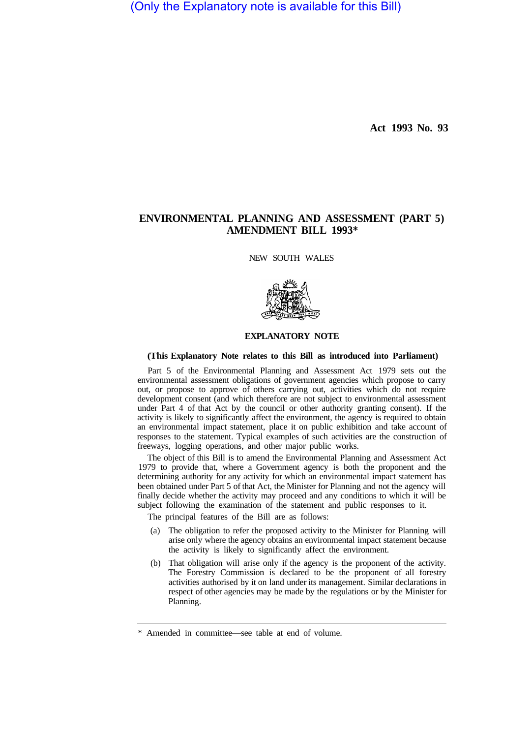(Only the Explanatory note is available for this Bill)

**Act 1993 No. 93**

# ENVIRONMENTAL PLANNING AND ASSESSMENT (PART 5) AMENDMENT BILL 1993*

NEW SOUTH WALES

## EXPLANATORY NOTE

**(This Explanatory Note relates to this Bill as introduced into Parliament)**

Part 5 of the Environmental Planning and Assessment Act 1979 sets out the environmental assessment obligations of government agencies which propose to carry out, or propose to approve of others carrying out, activities which do not require development consent (and which therefore are not subject to environmental assessment under Part 4 of that Act by the council or other authority granting consent). If the activity is likely to significantly affect the environment, the agency is required to obtain an environmental impact statement, place it on public exhibition and take account of responses to the statement. Typical examples of such activities are the construction of freeways, logging operations, and other major public works.

The object of this Bill is to amend the Environmental Planning and Assessment Act 1979 to provide that, where a Government agency is both the proponent and the determining authority for any activity for which an environmental impact statement has been obtained under Part 5 of that Act, the Minister for Planning and not the agency will finally decide whether the activity may proceed and any conditions to which it will be subject following the examination of the statement and public responses to it.

The principal features of the Bill are as follows:

(a) The obligation to refer the proposed activity to the Minister for Planning will arise only where the agency obtains an environmental impact statement because the activity is likely to significantly affect the environment.

(b) That obligation will arise only if the agency is the proponent of the activity. The Forestry Commission is declared to be the proponent of all forestry activities authorised by it on land under its management. Similar declarations in respect of other agencies may be made by the regulations or by the Minister for Planning.

---

\* Amended in committee—see table at end of volume.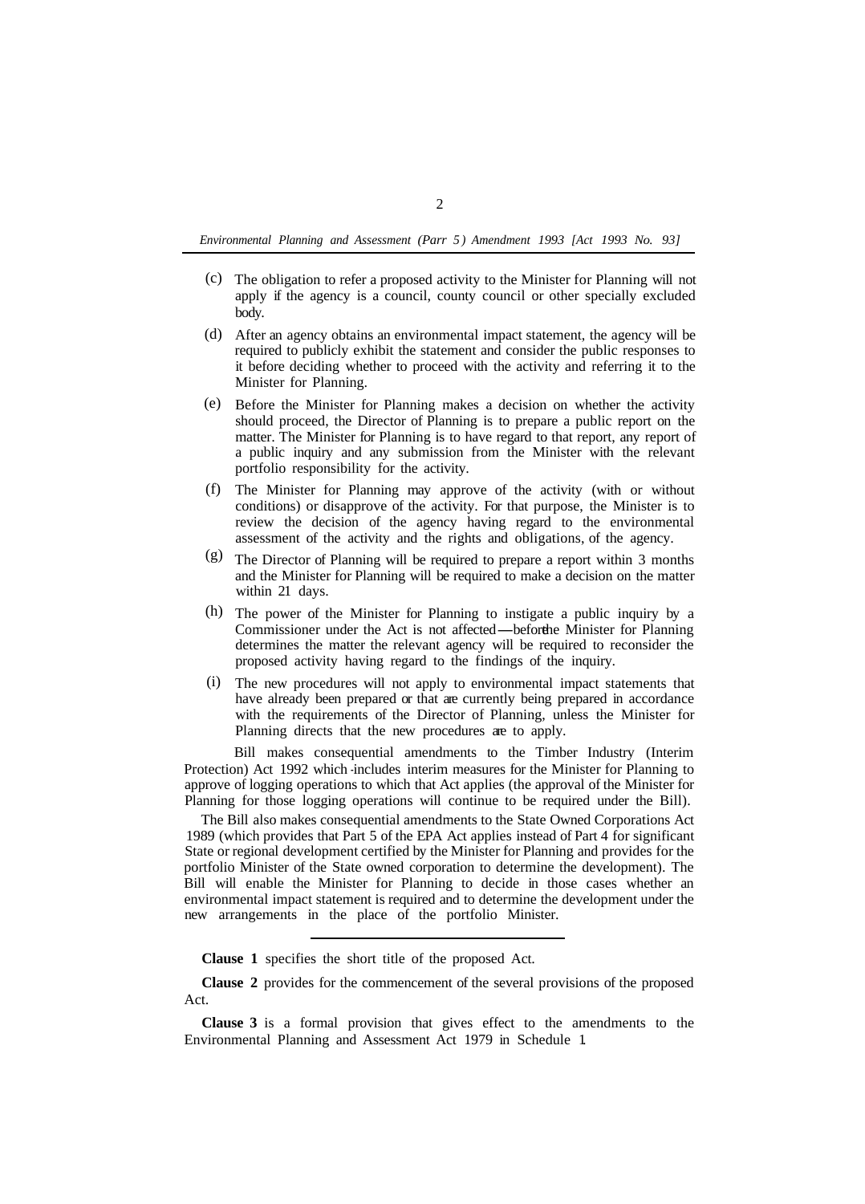(c) The obligation to refer a proposed activity to the Minister for Planning will not apply if the agency is a council, county council or other specially excluded body.

(d) After an agency obtains an environmental impact statement, the agency will be required to publicly exhibit the statement and consider the public responses to it before deciding whether to proceed with the activity and referring it to the Minister for Planning.

(e) Before the Minister for Planning makes a decision on whether the activity should proceed, the Director of Planning is to prepare a public report on the matter. The Minister for Planning is to have regard to that report, any report of a public inquiry and any submission from the Minister with the relevant portfolio responsibility for the activity.

(f) The Minister for Planning may approve of the activity (with or without conditions) or disapprove of the activity. For that purpose, the Minister is to review the decision of the agency having regard to the environmental assessment of the activity and the rights and obligations, of the agency.

(g) The Director of Planning will be required to prepare a report within 3 months and the Minister for Planning will be required to make a decision on the matter within 21 days.

(h) The power of the Minister for Planning to instigate a public inquiry by a Commissioner under the Act is not affected—before the Minister for Planning determines the matter the relevant agency will be required to reconsider the proposed activity having regard to the findings of the inquiry.

(i) The new procedures will not apply to environmental impact statements that have already been prepared or that are currently being prepared in accordance with the requirements of the Director of Planning, unless the Minister for Planning directs that the new procedures are to apply.

Bill makes consequential amendments to the Timber Industry (Interim Protection) Act 1992 which includes interim measures for the Minister for Planning to approve of logging operations to which that Act applies (the approval of the Minister for Planning for those logging operations will continue to be required under the Bill).

The Bill also makes consequential amendments to the State Owned Corporations Act 1989 (which provides that Part 5 of the EPA Act applies instead of Part 4 for significant State or regional development certified by the Minister for Planning and provides for the portfolio Minister of the State owned corporation to determine the development). The Bill will enable the Minister for Planning to decide in those cases whether an environmental impact statement is required and to determine the development under the new arrangements in the place of the portfolio Minister.

---

**Clause 1** specifies the short title of the proposed Act.

**Clause 2** provides for the commencement of the several provisions of the proposed Act.

**Clause 3** is a formal provision that gives effect to the amendments to the Environmental Planning and Assessment Act 1979 in Schedule 1.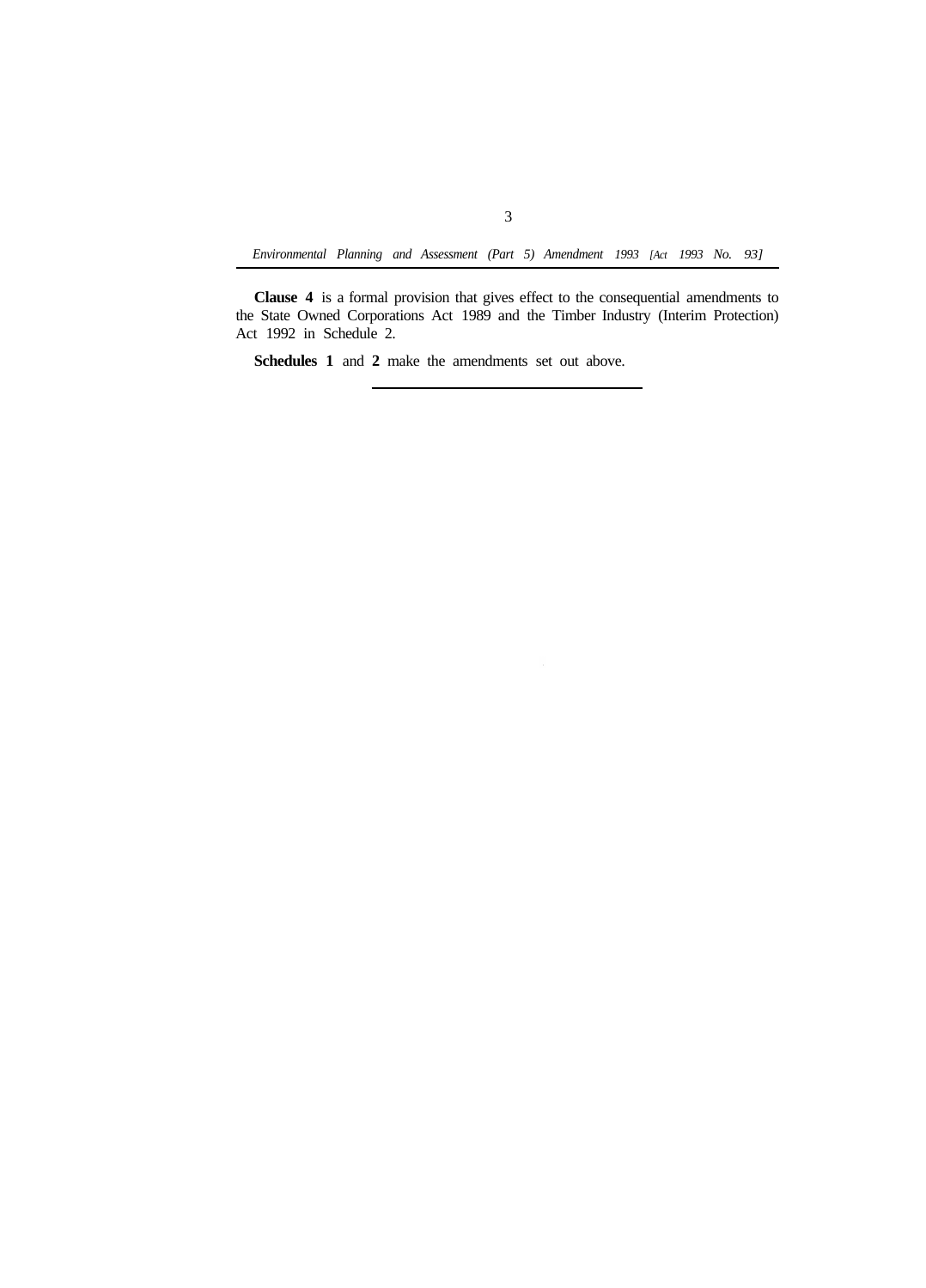**Clause 4** is a formal provision that gives effect to the consequential amendments to the State Owned Corporations Act 1989 and the Timber Industry (Interim Protection) Act 1992 in Schedule 2.

**Schedules 1** and **2** make the amendments set out above.